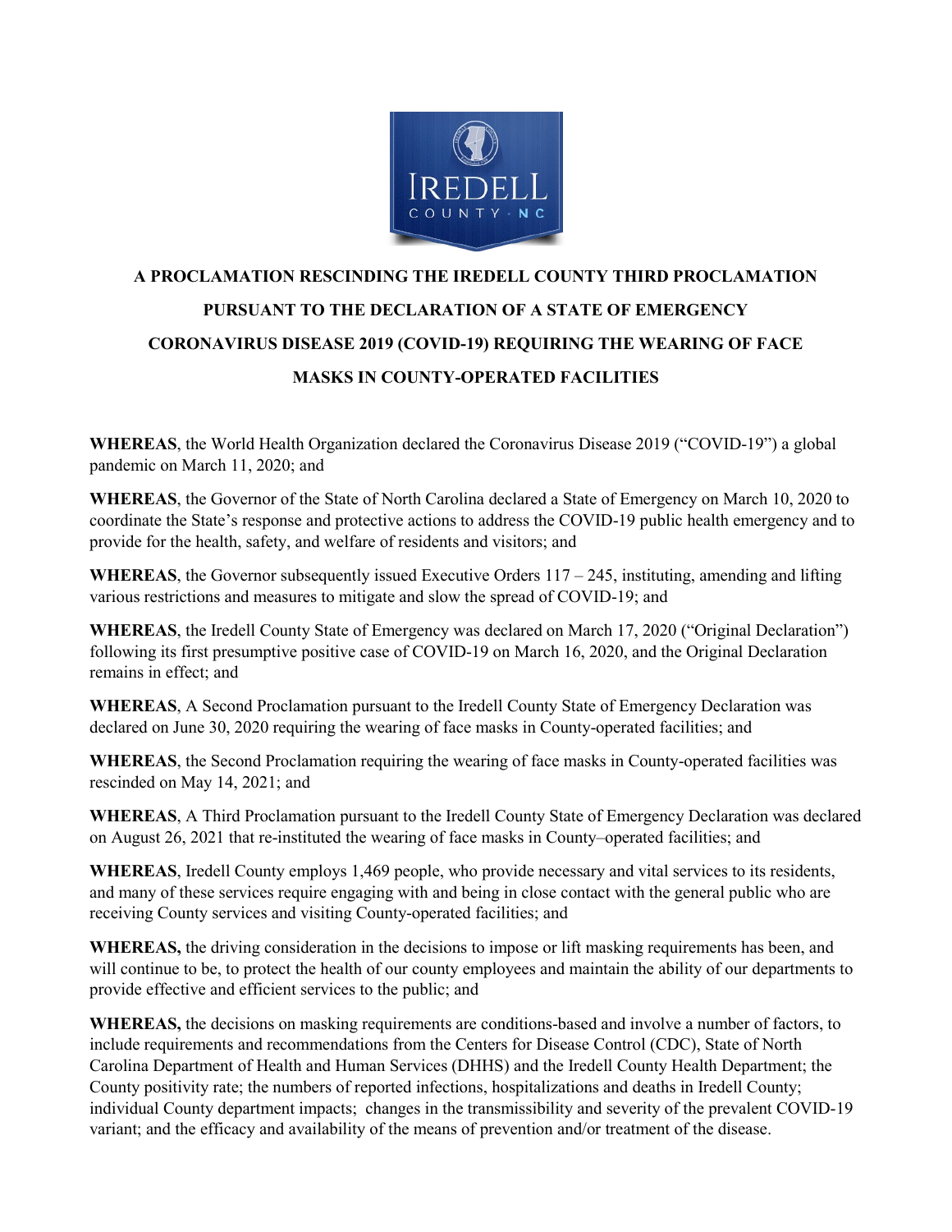# A PROCLAMATION RESCINDING THE IREDELL COUNTY THIRD PROCLAMATION PURSUANT TO THE DECLARATION OF A STATE OF EMERGENCY CORONAVIRUS DISEASE 2019 (COVID-19) REQUIRING THE WEARING OF FACE MASKS IN COUNTY-OPERATED FACILITIES

**WHEREAS**, the World Health Organization declared the Coronavirus Disease 2019 ("COVID-19") a global pandemic on March 11, 2020; and

**WHEREAS**, the Governor of the State of North Carolina declared a State of Emergency on March 10, 2020 to coordinate the State's response and protective actions to address the COVID-19 public health emergency and to provide for the health, safety, and welfare of residents and visitors; and

**WHEREAS**, the Governor subsequently issued Executive Orders 117 – 245, instituting, amending and lifting various restrictions and measures to mitigate and slow the spread of COVID-19; and

**WHEREAS**, the Iredell County State of Emergency was declared on March 17, 2020 ("Original Declaration") following its first presumptive positive case of COVID-19 on March 16, 2020, and the Original Declaration remains in effect; and

**WHEREAS**, A Second Proclamation pursuant to the Iredell County State of Emergency Declaration was declared on June 30, 2020 requiring the wearing of face masks in County-operated facilities; and

**WHEREAS**, the Second Proclamation requiring the wearing of face masks in County-operated facilities was rescinded on May 14, 2021; and

**WHEREAS**, A Third Proclamation pursuant to the Iredell County State of Emergency Declaration was declared on August 26, 2021 that re-instituted the wearing of face masks in County–operated facilities; and

**WHEREAS**, Iredell County employs 1,469 people, who provide necessary and vital services to its residents, and many of these services require engaging with and being in close contact with the general public who are receiving County services and visiting County-operated facilities; and

**WHEREAS,** the driving consideration in the decisions to impose or lift masking requirements has been, and will continue to be, to protect the health of our county employees and maintain the ability of our departments to provide effective and efficient services to the public; and

**WHEREAS,** the decisions on masking requirements are conditions-based and involve a number of factors, to include requirements and recommendations from the Centers for Disease Control (CDC), State of North Carolina Department of Health and Human Services (DHHS) and the Iredell County Health Department; the County positivity rate; the numbers of reported infections, hospitalizations and deaths in Iredell County; individual County department impacts; changes in the transmissibility and severity of the prevalent COVID-19 variant; and the efficacy and availability of the means of prevention and/or treatment of the disease.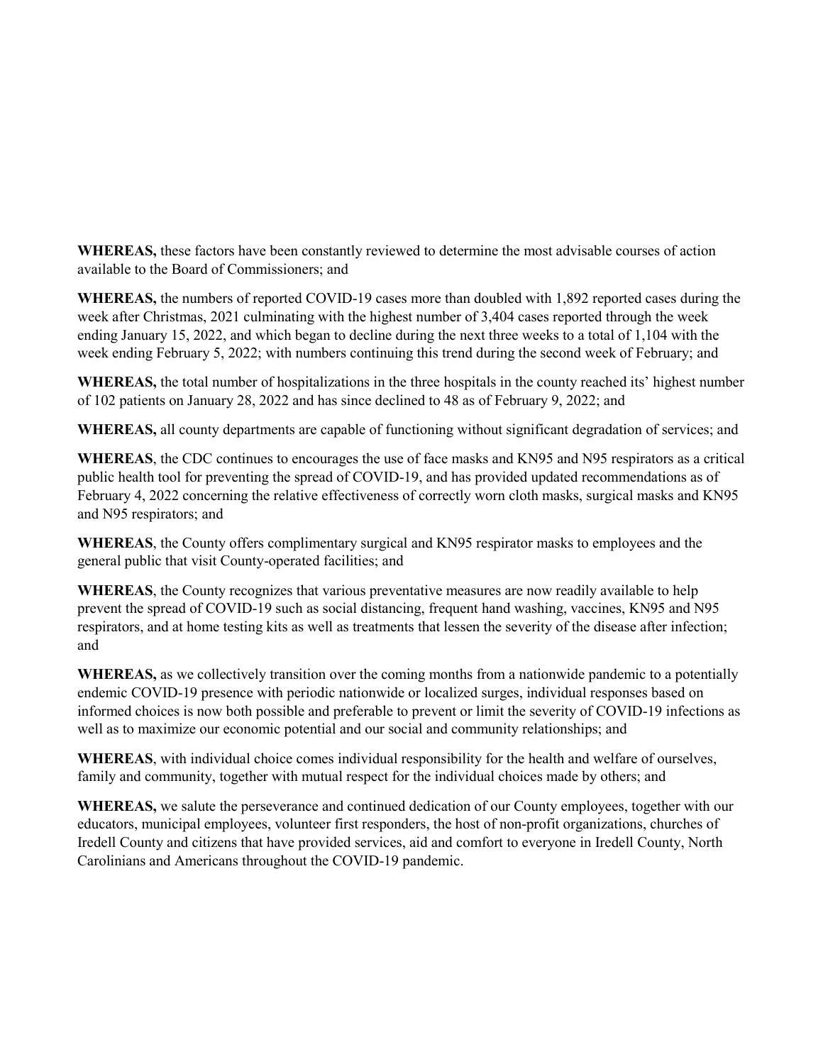**WHEREAS,** these factors have been constantly reviewed to determine the most advisable courses of action available to the Board of Commissioners; and

**WHEREAS,** the numbers of reported COVID-19 cases more than doubled with 1,892 reported cases during the week after Christmas, 2021 culminating with the highest number of 3,404 cases reported through the week ending January 15, 2022, and which began to decline during the next three weeks to a total of 1,104 with the week ending February 5, 2022; with numbers continuing this trend during the second week of February; and

**WHEREAS,** the total number of hospitalizations in the three hospitals in the county reached its' highest number of 102 patients on January 28, 2022 and has since declined to 48 as of February 9, 2022; and

**WHEREAS,** all county departments are capable of functioning without significant degradation of services; and

**WHEREAS**, the CDC continues to encourages the use of face masks and KN95 and N95 respirators as a critical public health tool for preventing the spread of COVID-19, and has provided updated recommendations as of February 4, 2022 concerning the relative effectiveness of correctly worn cloth masks, surgical masks and KN95 and N95 respirators; and

**WHEREAS**, the County offers complimentary surgical and KN95 respirator masks to employees and the general public that visit County-operated facilities; and

**WHEREAS**, the County recognizes that various preventative measures are now readily available to help prevent the spread of COVID-19 such as social distancing, frequent hand washing, vaccines, KN95 and N95 respirators, and at home testing kits as well as treatments that lessen the severity of the disease after infection; and

**WHEREAS,** as we collectively transition over the coming months from a nationwide pandemic to a potentially endemic COVID-19 presence with periodic nationwide or localized surges, individual responses based on informed choices is now both possible and preferable to prevent or limit the severity of COVID-19 infections as well as to maximize our economic potential and our social and community relationships; and

**WHEREAS**, with individual choice comes individual responsibility for the health and welfare of ourselves, family and community, together with mutual respect for the individual choices made by others; and

**WHEREAS,** we salute the perseverance and continued dedication of our County employees, together with our educators, municipal employees, volunteer first responders, the host of non-profit organizations, churches of Iredell County and citizens that have provided services, aid and comfort to everyone in Iredell County, North Carolinians and Americans throughout the COVID-19 pandemic.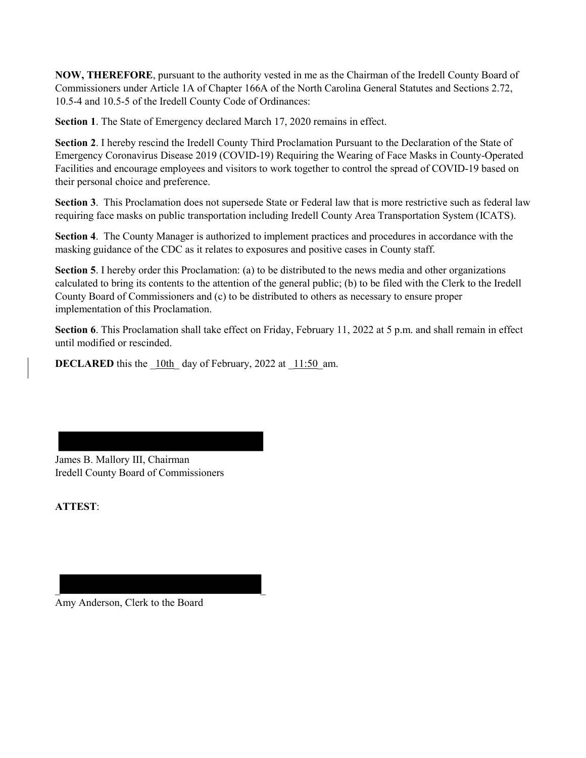**NOW, THEREFORE**, pursuant to the authority vested in me as the Chairman of the Iredell County Board of Commissioners under Article 1A of Chapter 166A of the North Carolina General Statutes and Sections 2.72, 10.5-4 and 10.5-5 of the Iredell County Code of Ordinances:

**Section 1**. The State of Emergency declared March 17, 2020 remains in effect.

**Section 2**. I hereby rescind the Iredell County Third Proclamation Pursuant to the Declaration of the State of Emergency Coronavirus Disease 2019 (COVID-19) Requiring the Wearing of Face Masks in County-Operated Facilities and encourage employees and visitors to work together to control the spread of COVID-19 based on their personal choice and preference.

**Section 3**. This Proclamation does not supersede State or Federal law that is more restrictive such as federal law requiring face masks on public transportation including Iredell County Area Transportation System (ICATS).

**Section 4**. The County Manager is authorized to implement practices and procedures in accordance with the masking guidance of the CDC as it relates to exposures and positive cases in County staff.

**Section 5**. I hereby order this Proclamation: (a) to be distributed to the news media and other organizations calculated to bring its contents to the attention of the general public; (b) to be filed with the Clerk to the Iredell County Board of Commissioners and (c) to be distributed to others as necessary to ensure proper implementation of this Proclamation.

**Section 6**. This Proclamation shall take effect on Friday, February 11, 2022 at 5 p.m. and shall remain in effect until modified or rescinded.

**DECLARED** this the _10th_ day of February, 2022 at _11:50_am.

James B. Mallory III, Chairman
Iredell County Board of Commissioners

**ATTEST**:

Amy Anderson, Clerk to the Board